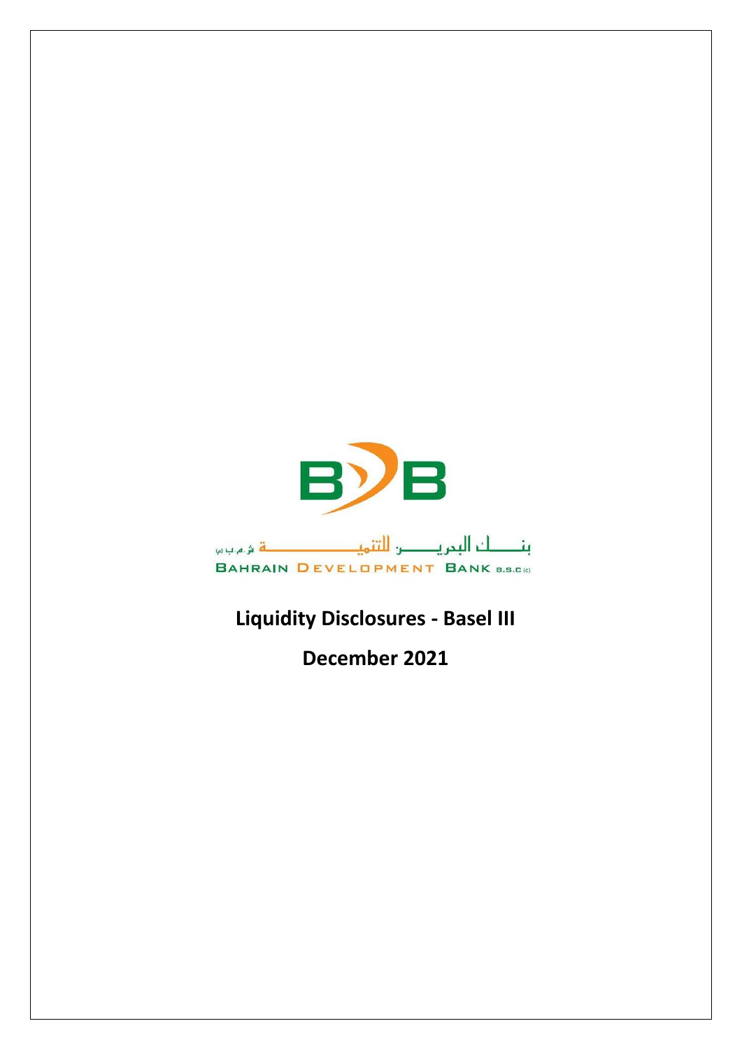بنــــك البحريــــن للتنميـــــــــــــة ش.م.ب (م)

BAHRAIN DEVELOPMENT BANK B.S.C (c)

# Liquidity Disclosures - Basel III

# December 2021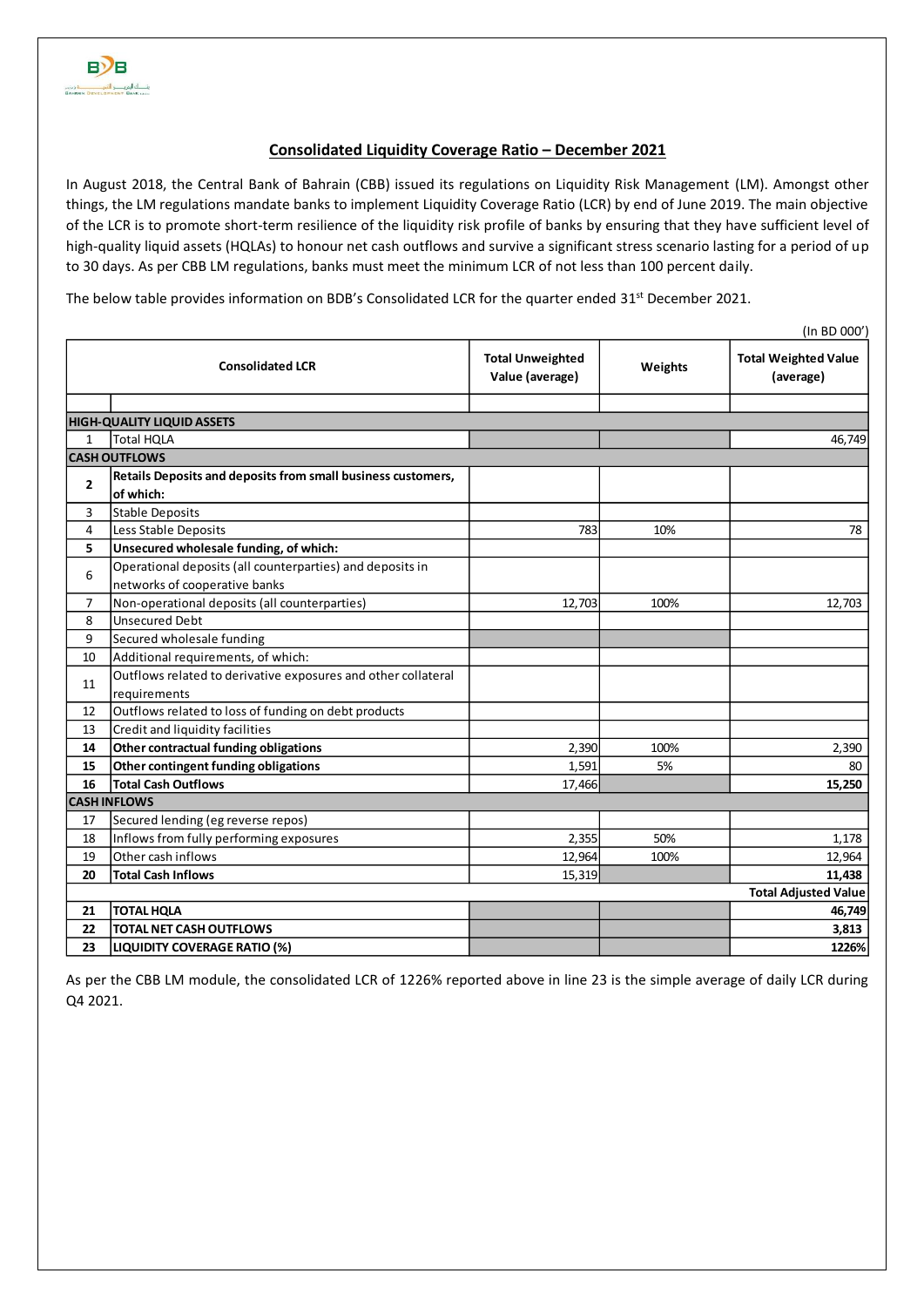## Consolidated Liquidity Coverage Ratio – December 2021

In August 2018, the Central Bank of Bahrain (CBB) issued its regulations on Liquidity Risk Management (LM). Amongst other things, the LM regulations mandate banks to implement Liquidity Coverage Ratio (LCR) by end of June 2019. The main objective of the LCR is to promote short-term resilience of the liquidity risk profile of banks by ensuring that they have sufficient level of high-quality liquid assets (HQLAs) to honour net cash outflows and survive a significant stress scenario lasting for a period of up to 30 days. As per CBB LM regulations, banks must meet the minimum LCR of not less than 100 percent daily.

The below table provides information on BDB's Consolidated LCR for the quarter ended 31st December 2021.

(In BD 000')

| | Consolidated LCR | Total Unweighted Value (average) | Weights | Total Weighted Value (average) |
|---|---|---|---|---|
| | | | | |
| **HIGH-QUALITY LIQUID ASSETS** | | | | |
| 1 | Total HQLA | | | 46,749 |
| **CASH OUTFLOWS** | | | | |
| **2** | **Retails Deposits and deposits from small business customers, of which:** | | | |
| 3 | Stable Deposits | | | |
| 4 | Less Stable Deposits | 783 | 10% | 78 |
| **5** | **Unsecured wholesale funding, of which:** | | | |
| 6 | Operational deposits (all counterparties) and deposits in networks of cooperative banks | | | |
| 7 | Non-operational deposits (all counterparties) | 12,703 | 100% | 12,703 |
| 8 | Unsecured Debt | | | |
| 9 | Secured wholesale funding | | | |
| 10 | Additional requirements, of which: | | | |
| 11 | Outflows related to derivative exposures and other collateral requirements | | | |
| 12 | Outflows related to loss of funding on debt products | | | |
| 13 | Credit and liquidity facilities | | | |
| **14** | **Other contractual funding obligations** | 2,390 | 100% | 2,390 |
| **15** | **Other contingent funding obligations** | 1,591 | 5% | 80 |
| **16** | **Total Cash Outflows** | 17,466 | | **15,250** |
| **CASH INFLOWS** | | | | |
| 17 | Secured lending (eg reverse repos) | | | |
| 18 | Inflows from fully performing exposures | 2,355 | 50% | 1,178 |
| 19 | Other cash inflows | 12,964 | 100% | 12,964 |
| **20** | **Total Cash Inflows** | 15,319 | | **11,438** |
| | | | | **Total Adjusted Value** |
| **21** | **TOTAL HQLA** | | | **46,749** |
| **22** | **TOTAL NET CASH OUTFLOWS** | | | **3,813** |
| **23** | **LIQUIDITY COVERAGE RATIO (%)** | | | **1226%** |

As per the CBB LM module, the consolidated LCR of 1226% reported above in line 23 is the simple average of daily LCR during Q4 2021.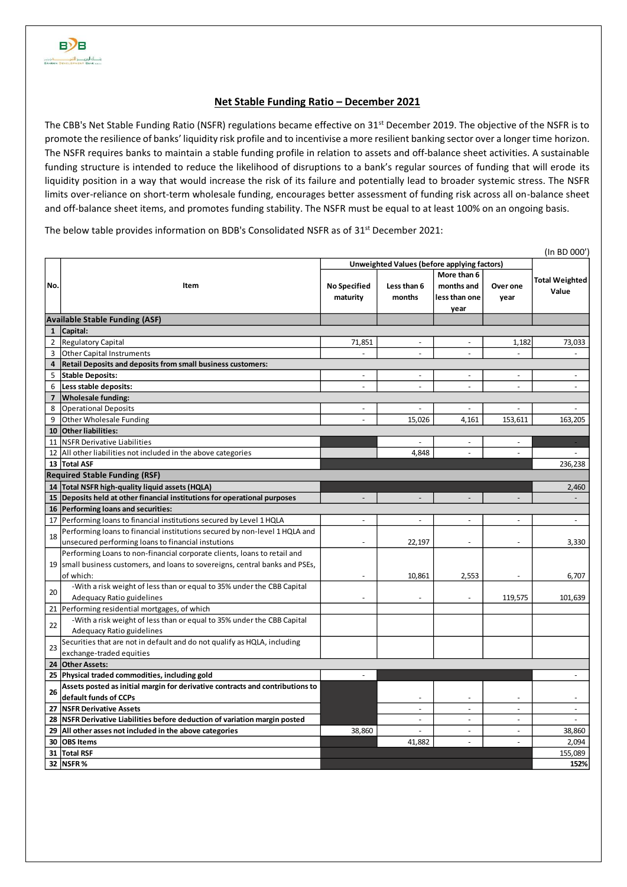## Net Stable Funding Ratio – December 2021

The CBB's Net Stable Funding Ratio (NSFR) regulations became effective on 31st December 2019. The objective of the NSFR is to promote the resilience of banks' liquidity risk profile and to incentivise a more resilient banking sector over a longer time horizon. The NSFR requires banks to maintain a stable funding profile in relation to assets and off-balance sheet activities. A sustainable funding structure is intended to reduce the likelihood of disruptions to a bank's regular sources of funding that will erode its liquidity position in a way that would increase the risk of its failure and potentially lead to broader systemic stress. The NSFR limits over-reliance on short-term wholesale funding, encourages better assessment of funding risk across all on-balance sheet and off-balance sheet items, and promotes funding stability. The NSFR must be equal to at least 100% on an ongoing basis.

The below table provides information on BDB's Consolidated NSFR as of 31st December 2021:

(In BD 000')

| No. | Item | Unweighted Values (before applying factors) | | | | Total Weighted Value |
|---|---|---|---|---|---|---|
| | | No Specified maturity | Less than 6 months | More than 6 months and less than one year | Over one year | |
| **Available Stable Funding (ASF)** | | | | | | |
| 1 | **Capital:** | | | | | |
| 2 | Regulatory Capital | 71,851 | - | - | 1,182 | 73,033 |
| 3 | Other Capital Instruments | - | - | - | - | - |
| 4 | **Retail Deposits and deposits from small business customers:** | | | | | |
| 5 | **Stable Deposits:** | - | - | - | - | - |
| 6 | **Less stable deposits:** | - | - | - | - | - |
| 7 | **Wholesale funding:** | | | | | |
| 8 | Operational Deposits | - | - | - | - | - |
| 9 | Other Wholesale Funding | - | 15,026 | 4,161 | 153,611 | 163,205 |
| 10 | **Other liabilities:** | | | | | |
| 11 | NSFR Derivative Liabilities | | - | - | - | - |
| 12 | All other liabilities not included in the above categories | | 4,848 | - | - | - |
| 13 | **Total ASF** | | | | | 236,238 |
| **Required Stable Funding (RSF)** | | | | | | |
| 14 | **Total NSFR high-quality liquid assets (HQLA)** | | | | | 2,460 |
| 15 | **Deposits held at other financial institutions for operational purposes** | - | - | - | - | - |
| 16 | **Performing loans and securities:** | | | | | |
| 17 | Performing loans to financial institutions secured by Level 1 HQLA | - | - | - | - | - |
| 18 | Performing loans to financial institutions secured by non-level 1 HQLA and unsecured performing loans to financial instutions | - | 22,197 | - | - | 3,330 |
| 19 | Performing Loans to non-financial corporate clients, loans to retail and small business customers, and loans to sovereigns, central banks and PSEs, of which: | - | 10,861 | 2,553 | - | 6,707 |
| 20 | -With a risk weight of less than or equal to 35% under the CBB Capital Adequacy Ratio guidelines | - | - | - | 119,575 | 101,639 |
| 21 | Performing residential mortgages, of which | | | | | |
| 22 | -With a risk weight of less than or equal to 35% under the CBB Capital Adequacy Ratio guidelines | | | | | |
| 23 | Securities that are not in default and do not qualify as HQLA, including exchange-traded equities | | | | | |
| 24 | **Other Assets:** | | | | | |
| 25 | **Physical traded commodities, including gold** | - | | | | - |
| 26 | **Assets posted as initial margin for derivative contracts and contributions to default funds of CCPs** | | - | - | - | - |
| 27 | **NSFR Derivative Assets** | | - | - | - | - |
| 28 | **NSFR Derivative Liabilities before deduction of variation margin posted** | | - | - | - | - |
| 29 | **All other asses not included in the above categories** | 38,860 | - | - | - | 38,860 |
| 30 | **OBS Items** | | 41,882 | - | - | 2,094 |
| 31 | **Total RSF** | | | | | 155,089 |
| 32 | **NSFR %** | | | | | **152%** |